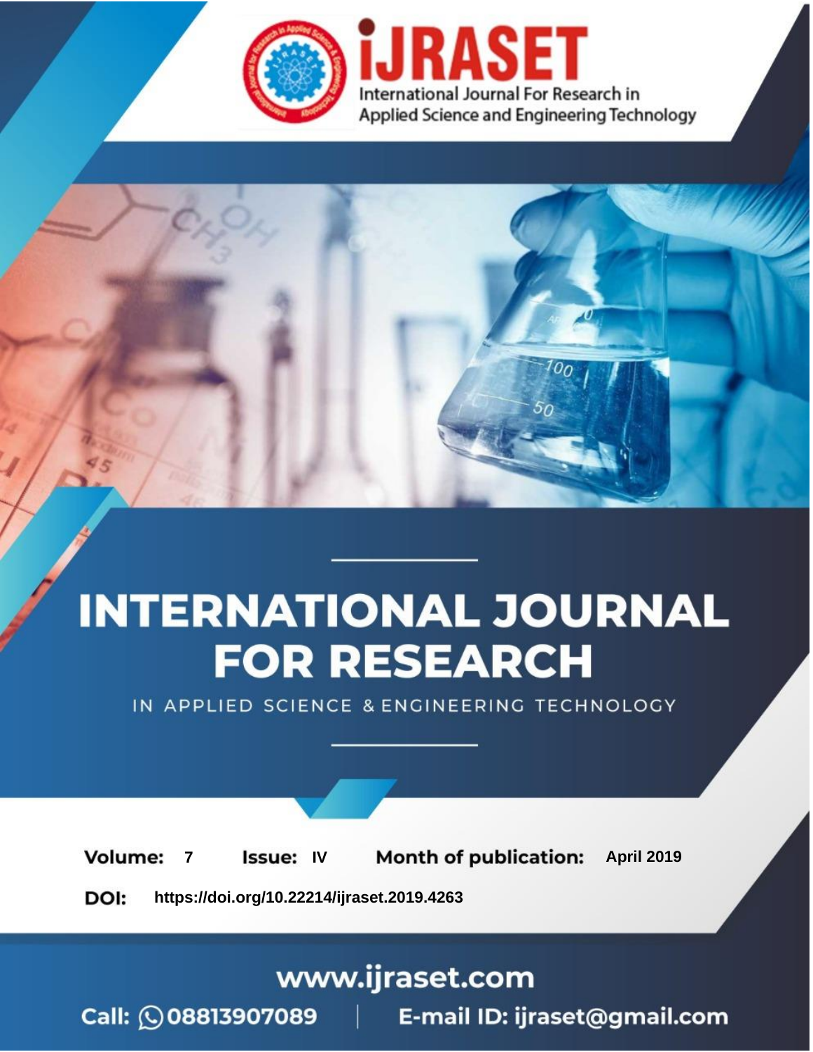# INTERNATIONAL JOURNAL FOR RESEARCH

IN APPLIED SCIENCE & ENGINEERING TECHNOLOGY

**Volume:** 7 **Issue:** IV **Month of publication:** April 2019

**DOI:** https://doi.org/10.22214/ijraset.2019.4263

www.ijraset.com

Call: 08813907089 | E-mail ID: ijraset@gmail.com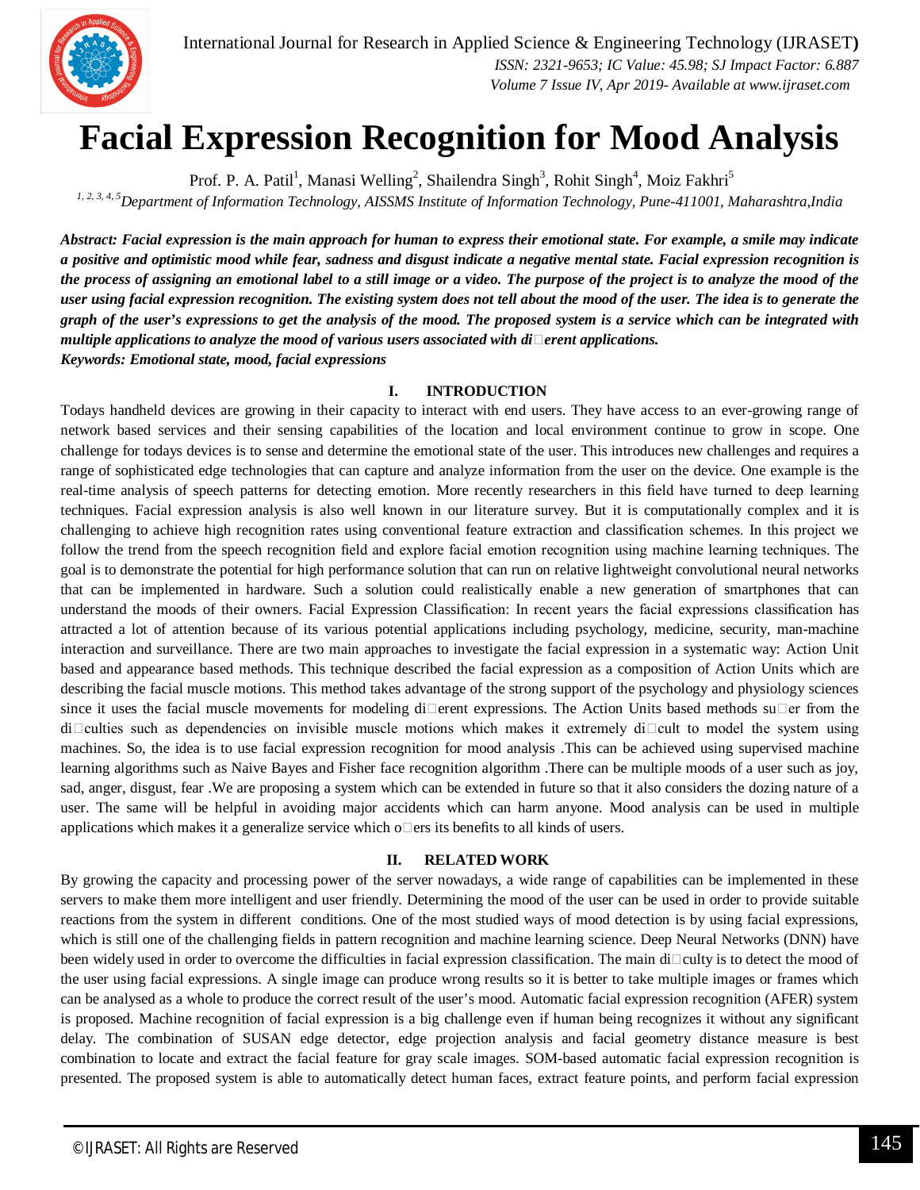# Facial Expression Recognition for Mood Analysis

Prof. P. A. Patil[1], Manasi Welling[2], Shailendra Singh[3], Rohit Singh[4], Moiz Fakhri[5]

[1, 2, 3, 4, 5]*Department of Information Technology, AISSMS Institute of Information Technology, Pune-411001, Maharashtra,India*

***Abstract:** Facial expression is the main approach for human to express their emotional state. For example, a smile may indicate a positive and optimistic mood while fear, sadness and disgust indicate a negative mental state. Facial expression recognition is the process of assigning an emotional label to a still image or a video. The purpose of the project is to analyze the mood of the user using facial expression recognition. The existing system does not tell about the mood of the user. The idea is to generate the graph of the user's expressions to get the analysis of the mood. The proposed system is a service which can be integrated with multiple applications to analyze the mood of various users associated with di�erent applications.*

***Keywords:** Emotional state, mood, facial expressions*

## I. INTRODUCTION

Todays handheld devices are growing in their capacity to interact with end users. They have access to an ever-growing range of network based services and their sensing capabilities of the location and local environment continue to grow in scope. One challenge for todays devices is to sense and determine the emotional state of the user. This introduces new challenges and requires a range of sophisticated edge technologies that can capture and analyze information from the user on the device. One example is the real-time analysis of speech patterns for detecting emotion. More recently researchers in this field have turned to deep learning techniques. Facial expression analysis is also well known in our literature survey. But it is computationally complex and it is challenging to achieve high recognition rates using conventional feature extraction and classification schemes. In this project we follow the trend from the speech recognition field and explore facial emotion recognition using machine learning techniques. The goal is to demonstrate the potential for high performance solution that can run on relative lightweight convolutional neural networks that can be implemented in hardware. Such a solution could realistically enable a new generation of smartphones that can understand the moods of their owners. Facial Expression Classification: In recent years the facial expressions classification has attracted a lot of attention because of its various potential applications including psychology, medicine, security, man-machine interaction and surveillance. There are two main approaches to investigate the facial expression in a systematic way: Action Unit based and appearance based methods. This technique described the facial expression as a composition of Action Units which are describing the facial muscle motions. This method takes advantage of the strong support of the psychology and physiology sciences since it uses the facial muscle movements for modeling di�erent expressions. The Action Units based methods su�er from the di�culties such as dependencies on invisible muscle motions which makes it extremely di�cult to model the system using machines. So, the idea is to use facial expression recognition for mood analysis .This can be achieved using supervised machine learning algorithms such as Naive Bayes and Fisher face recognition algorithm .There can be multiple moods of a user such as joy, sad, anger, disgust, fear .We are proposing a system which can be extended in future so that it also considers the dozing nature of a user. The same will be helpful in avoiding major accidents which can harm anyone. Mood analysis can be used in multiple applications which makes it a generalize service which o�ers its benefits to all kinds of users.

## II. RELATED WORK

By growing the capacity and processing power of the server nowadays, a wide range of capabilities can be implemented in these servers to make them more intelligent and user friendly. Determining the mood of the user can be used in order to provide suitable reactions from the system in different conditions. One of the most studied ways of mood detection is by using facial expressions, which is still one of the challenging fields in pattern recognition and machine learning science. Deep Neural Networks (DNN) have been widely used in order to overcome the difficulties in facial expression classification. The main di�culty is to detect the mood of the user using facial expressions. A single image can produce wrong results so it is better to take multiple images or frames which can be analysed as a whole to produce the correct result of the user's mood. Automatic facial expression recognition (AFER) system is proposed. Machine recognition of facial expression is a big challenge even if human being recognizes it without any significant delay. The combination of SUSAN edge detector, edge projection analysis and facial geometry distance measure is best combination to locate and extract the facial feature for gray scale images. SOM-based automatic facial expression recognition is presented. The proposed system is able to automatically detect human faces, extract feature points, and perform facial expression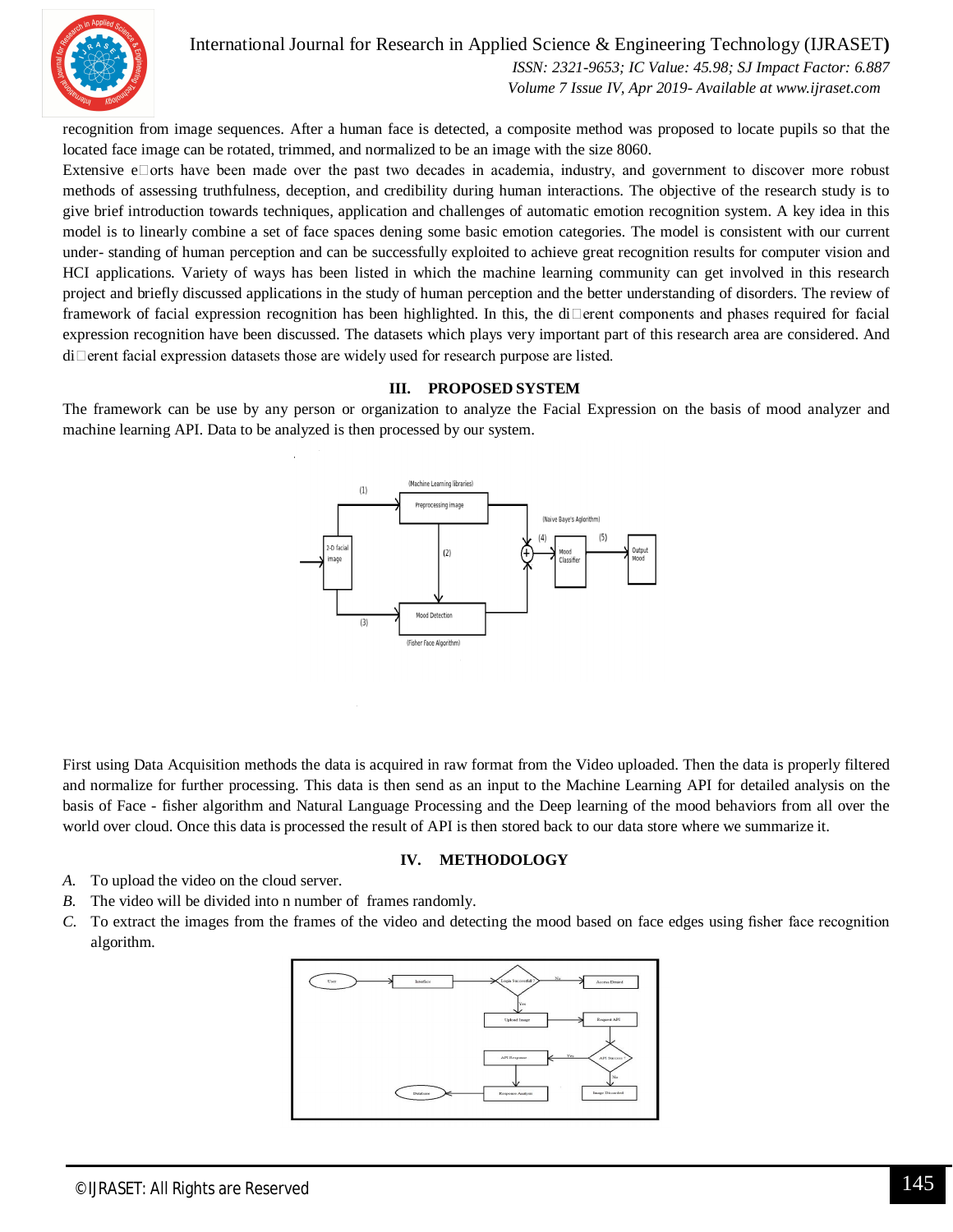recognition from image sequences. After a human face is detected, a composite method was proposed to locate pupils so that the located face image can be rotated, trimmed, and normalized to be an image with the size 8060.

Extensive e□orts have been made over the past two decades in academia, industry, and government to discover more robust methods of assessing truthfulness, deception, and credibility during human interactions. The objective of the research study is to give brief introduction towards techniques, application and challenges of automatic emotion recognition system. A key idea in this model is to linearly combine a set of face spaces dening some basic emotion categories. The model is consistent with our current under- standing of human perception and can be successfully exploited to achieve great recognition results for computer vision and HCI applications. Variety of ways has been listed in which the machine learning community can get involved in this research project and briefly discussed applications in the study of human perception and the better understanding of disorders. The review of framework of facial expression recognition has been highlighted. In this, the di□erent components and phases required for facial expression recognition have been discussed. The datasets which plays very important part of this research area are considered. And di□erent facial expression datasets those are widely used for research purpose are listed.

## III. PROPOSED SYSTEM

The framework can be use by any person or organization to analyze the Facial Expression on the basis of mood analyzer and machine learning API. Data to be analyzed is then processed by our system.

(Machine Learning libraries)
Preprocessing image
(Naive Baye's Aglorithm)
(1)
(2)
(3)
(4)
(5)
2-D facial image
Mood Classifier
Output Mood
Mood Detection
(Fisher Face Algorithm)

First using Data Acquisition methods the data is acquired in raw format from the Video uploaded. Then the data is properly filtered and normalize for further processing. This data is then send as an input to the Machine Learning API for detailed analysis on the basis of Face - fisher algorithm and Natural Language Processing and the Deep learning of the mood behaviors from all over the world over cloud. Once this data is processed the result of API is then stored back to our data store where we summarize it.

## IV. METHODOLOGY

*A.* To upload the video on the cloud server.

*B.* The video will be divided into n number of frames randomly.

*C.* To extract the images from the frames of the video and detecting the mood based on face edges using fisher face recognition algorithm.

User
Interface
Login Successful?
No
Access Denied
Yes
Upload Image
Request API
API Success?
Yes
No
API Response
Database
Response Analysis
Image Discarded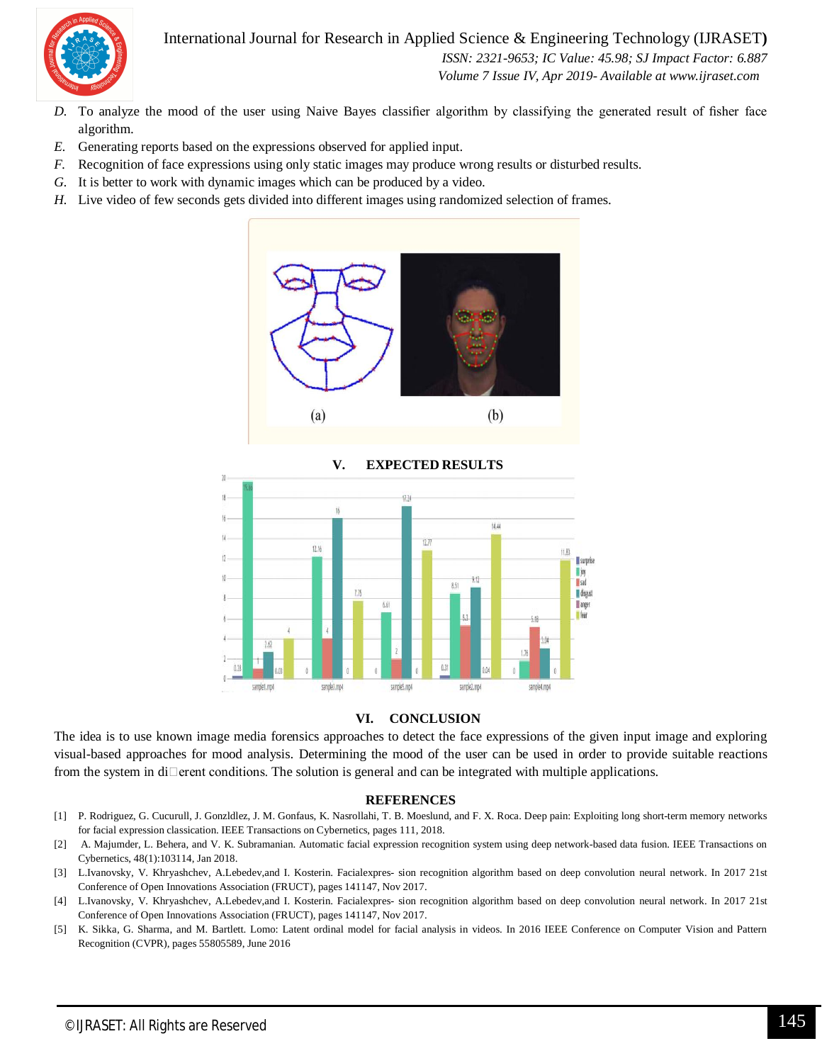*D.* To analyze the mood of the user using Naive Bayes classifier algorithm by classifying the generated result of fisher face algorithm.

*E.* Generating reports based on the expressions observed for applied input.

*F.* Recognition of face expressions using only static images may produce wrong results or disturbed results.

*G.* It is better to work with dynamic images which can be produced by a video.

*H.* Live video of few seconds gets divided into different images using randomized selection of frames.

(a) (b)

## V. EXPECTED RESULTS

20
18
16
14
12
10
8
6
4
2
0

surprise
joy
sad
disgust
anger
fear

sample1.mp4: 0.38, 19.66, 1, 2.62, 0.03, 4

sample1.mp4: 0, 12.16, 4, 16, 0, 7.75

sample3.mp4: 0, 6.61, 2, 17.24, 0, 12.77

sample2.mp4: 0.31, 8.51, 5.3, 9.12, 0.04, 14.44

sample4.mp4: 0, 1.76, 5.18, 3.04, 0, 11.83

## VI. CONCLUSION

The idea is to use known image media forensics approaches to detect the face expressions of the given input image and exploring visual-based approaches for mood analysis. Determining the mood of the user can be used in order to provide suitable reactions from the system in di□erent conditions. The solution is general and can be integrated with multiple applications.

## REFERENCES

[1] P. Rodriguez, G. Cucurull, J. Gonzldlez, J. M. Gonfaus, K. Nasrollahi, T. B. Moeslund, and F. X. Roca. Deep pain: Exploiting long short-term memory networks for facial expression classication. IEEE Transactions on Cybernetics, pages 111, 2018.

[2] A. Majumder, L. Behera, and V. K. Subramanian. Automatic facial expression recognition system using deep network-based data fusion. IEEE Transactions on Cybernetics, 48(1):103114, Jan 2018.

[3] L.Ivanovsky, V. Khryashchev, A.Lebedev,and I. Kosterin. Facialexpres- sion recognition algorithm based on deep convolution neural network. In 2017 21st Conference of Open Innovations Association (FRUCT), pages 141147, Nov 2017.

[4] L.Ivanovsky, V. Khryashchev, A.Lebedev,and I. Kosterin. Facialexpres- sion recognition algorithm based on deep convolution neural network. In 2017 21st Conference of Open Innovations Association (FRUCT), pages 141147, Nov 2017.

[5] K. Sikka, G. Sharma, and M. Bartlett. Lomo: Latent ordinal model for facial analysis in videos. In 2016 IEEE Conference on Computer Vision and Pattern Recognition (CVPR), pages 55805589, June 2016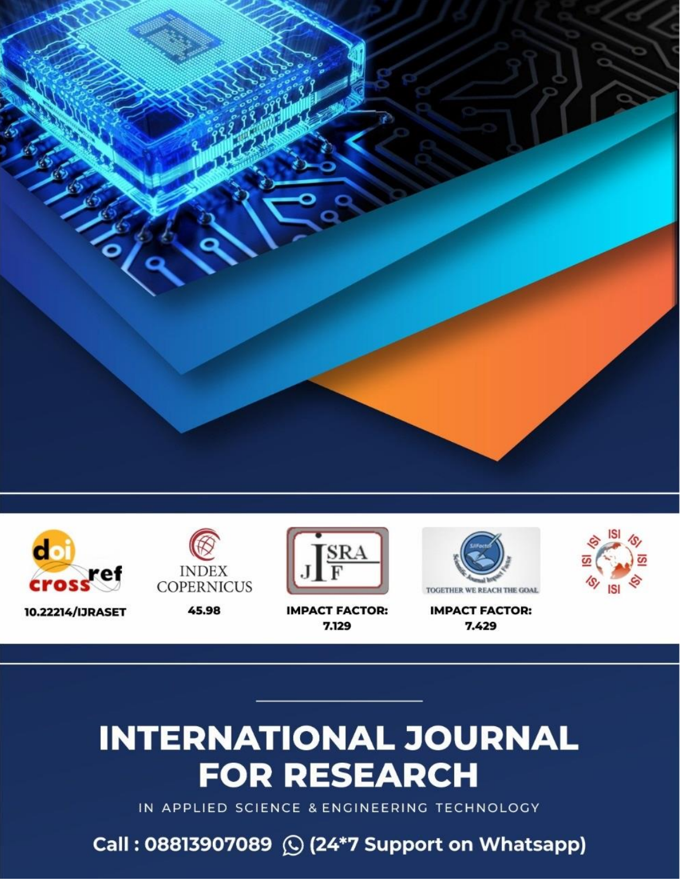10.22214/IJRASET

INDEX COPERNICUS

45.98

IMPACT FACTOR: 7.129

IMPACT FACTOR: 7.429

TOGETHER WE REACH THE GOAL

# INTERNATIONAL JOURNAL FOR RESEARCH

IN APPLIED SCIENCE & ENGINEERING TECHNOLOGY

Call : 08813907089 (24*7 Support on Whatsapp)